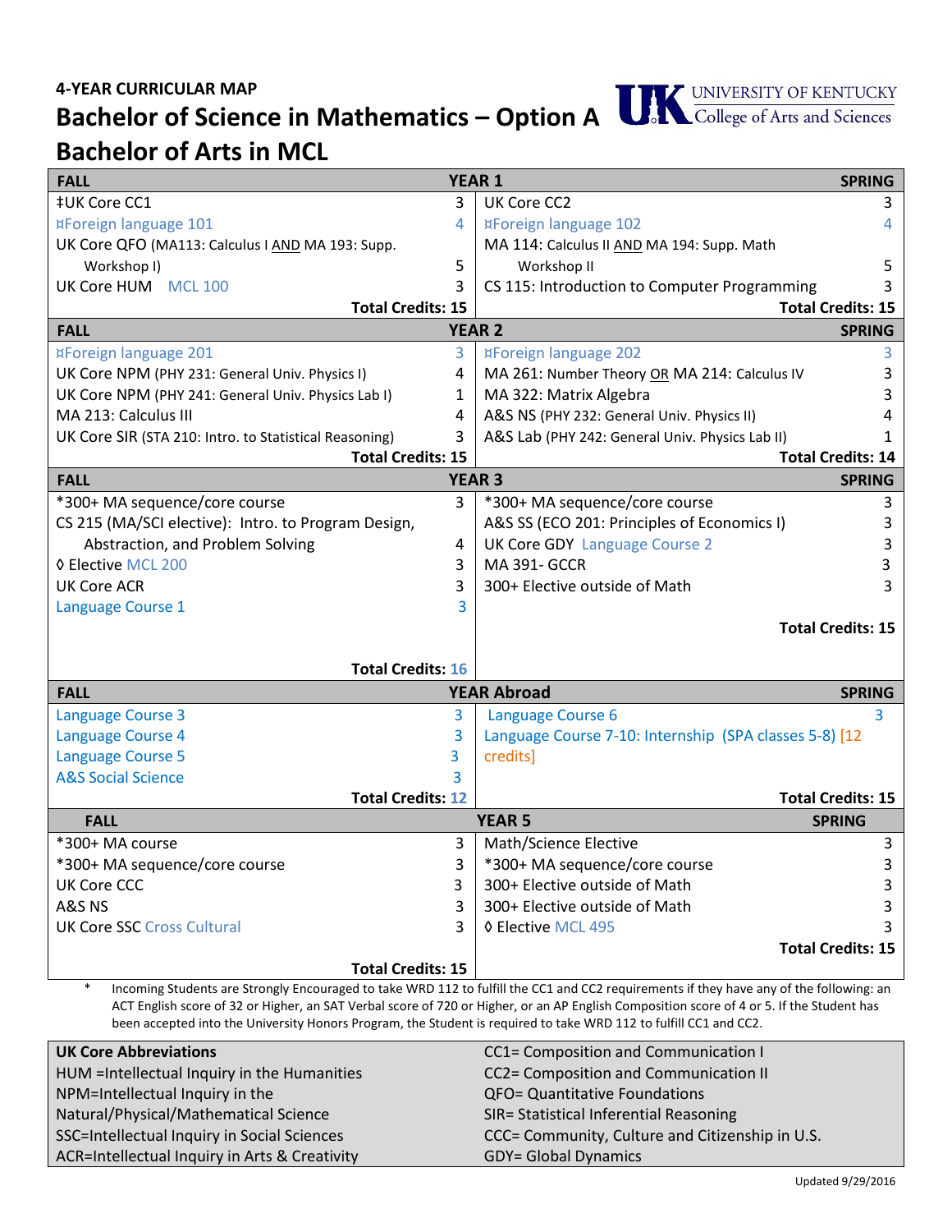**4-YEAR CURRICULAR MAP**

# Bachelor of Science in Mathematics – Option A
# Bachelor of Arts in MCL

UNIVERSITY OF KENTUCKY
College of Arts and Sciences

| FALL | | YEAR 1 SPRING | |
|---|---|---|---|
| ‡UK Core CC1 | 3 | UK Core CC2 | 3 |
| ¤Foreign language 101 | 4 | ¤Foreign language 102 | 4 |
| UK Core QFO (MA113: Calculus I AND MA 193: Supp. Workshop I) | 5 | MA 114: Calculus II AND MA 194: Supp. Math Workshop II | 5 |
| UK Core HUM MCL 100 | 3 | CS 115: Introduction to Computer Programming | 3 |
| **Total Credits: 15** | | **Total Credits: 15** | |
| **FALL** | | **YEAR 2 SPRING** | |
| ¤Foreign language 201 | 3 | ¤Foreign language 202 | 3 |
| UK Core NPM (PHY 231: General Univ. Physics I) | 4 | MA 261: Number Theory OR MA 214: Calculus IV | 3 |
| UK Core NPM (PHY 241: General Univ. Physics Lab I) | 1 | MA 322: Matrix Algebra | 3 |
| MA 213: Calculus III | 4 | A&S NS (PHY 232: General Univ. Physics II) | 4 |
| UK Core SIR (STA 210: Intro. to Statistical Reasoning) | 3 | A&S Lab (PHY 242: General Univ. Physics Lab II) | 1 |
| **Total Credits: 15** | | **Total Credits: 14** | |
| **FALL** | | **YEAR 3 SPRING** | |
| *300+ MA sequence/core course | 3 | *300+ MA sequence/core course | 3 |
| CS 215 (MA/SCI elective): Intro. to Program Design, Abstraction, and Problem Solving | 4 | A&S SS (ECO 201: Principles of Economics I) | 3 |
| ◊ Elective MCL 200 | 3 | UK Core GDY Language Course 2 | 3 |
| UK Core ACR | 3 | MA 391- GCCR | 3 |
| Language Course 1 | 3 | 300+ Elective outside of Math | 3 |
| **Total Credits: 16** | | **Total Credits: 15** | |
| **FALL** | | **YEAR Abroad SPRING** | |
| Language Course 3 | 3 | Language Course 6 | 3 |
| Language Course 4 | 3 | Language Course 7-10: Internship (SPA classes 5-8) [12 credits] | |
| Language Course 5 | 3 | | |
| A&S Social Science | 3 | | |
| **Total Credits: 12** | | **Total Credits: 15** | |
| **FALL** | | **YEAR 5 SPRING** | |
| *300+ MA course | 3 | Math/Science Elective | 3 |
| *300+ MA sequence/core course | 3 | *300+ MA sequence/core course | 3 |
| UK Core CCC | 3 | 300+ Elective outside of Math | 3 |
| A&S NS | 3 | 300+ Elective outside of Math | 3 |
| UK Core SSC Cross Cultural | 3 | ◊ Elective MCL 495 | 3 |
| **Total Credits: 15** | | **Total Credits: 15** | |

\* Incoming Students are Strongly Encouraged to take WRD 112 to fulfill the CC1 and CC2 requirements if they have any of the following: an ACT English score of 32 or Higher, an SAT Verbal score of 720 or Higher, or an AP English Composition score of 4 or 5. If the Student has been accepted into the University Honors Program, the Student is required to take WRD 112 to fulfill CC1 and CC2.

| UK Core Abbreviations | |
|---|---|
| HUM =Intellectual Inquiry in the Humanities | CC1= Composition and Communication I |
| NPM=Intellectual Inquiry in the Natural/Physical/Mathematical Science | CC2= Composition and Communication II |
| SSC=Intellectual Inquiry in Social Sciences | QFO= Quantitative Foundations |
| ACR=Intellectual Inquiry in Arts & Creativity | SIR= Statistical Inferential Reasoning |
| | CCC= Community, Culture and Citizenship in U.S. |
| | GDY= Global Dynamics |

Updated 9/29/2016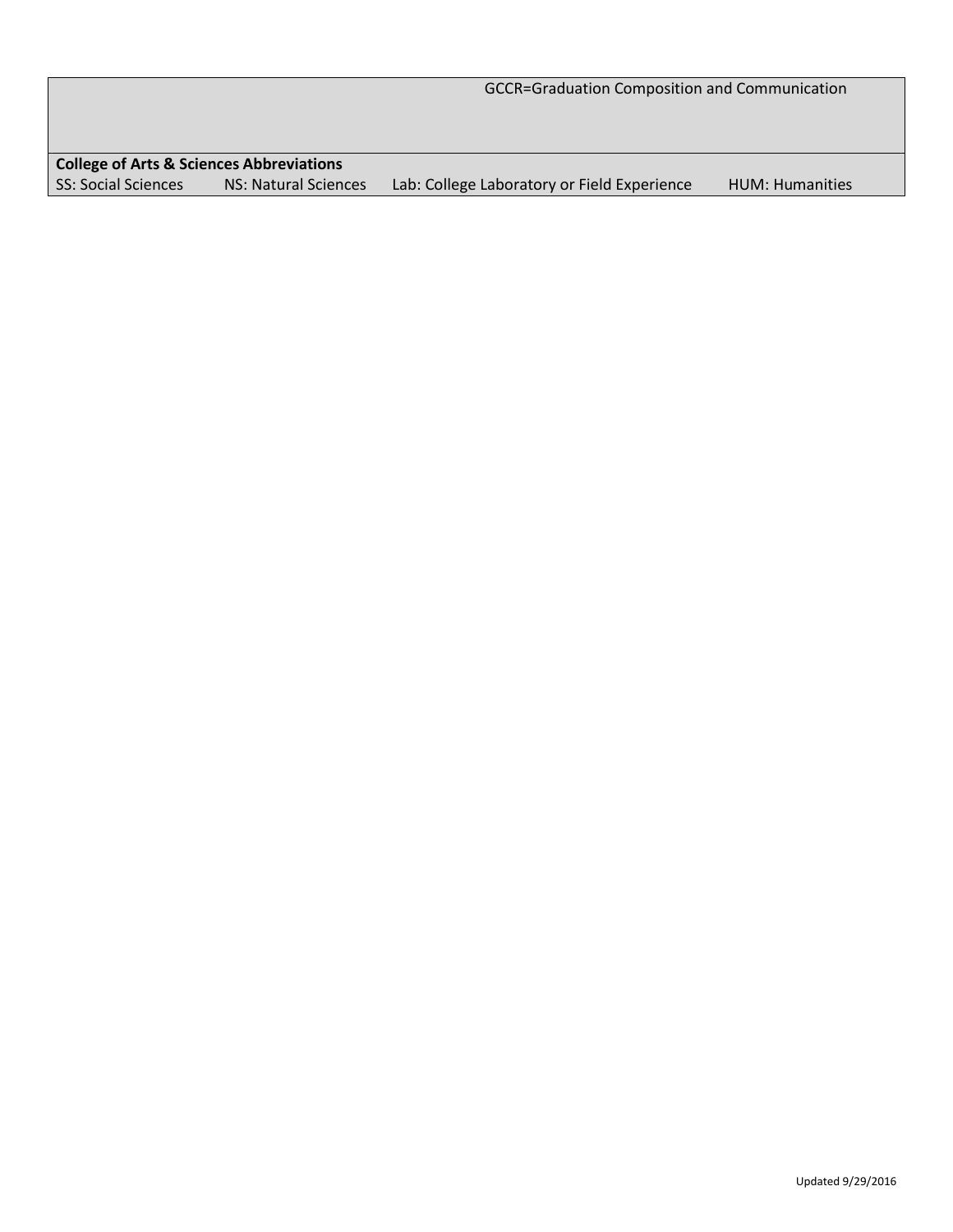GCCR=Graduation Composition and Communication

**College of Arts & Sciences Abbreviations**

SS: Social Sciences    NS: Natural Sciences    Lab: College Laboratory or Field Experience    HUM: Humanities

Updated 9/29/2016